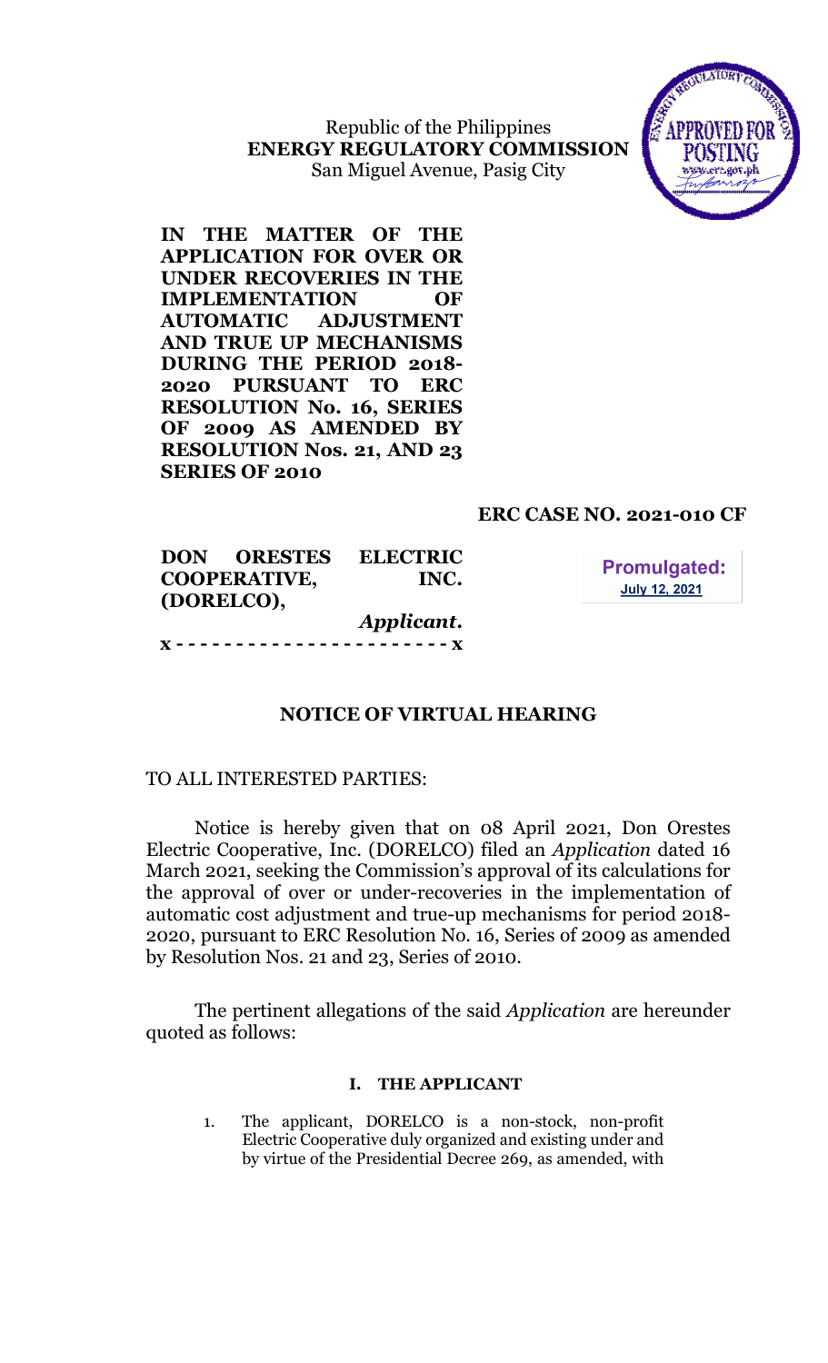Republic of the Philippines
**ENERGY REGULATORY COMMISSION**
San Miguel Avenue, Pasig City

APPROVED FOR POSTING
www.erc.gov.ph

**IN THE MATTER OF THE APPLICATION FOR OVER OR UNDER RECOVERIES IN THE IMPLEMENTATION OF AUTOMATIC ADJUSTMENT AND TRUE UP MECHANISMS DURING THE PERIOD 2018-2020 PURSUANT TO ERC RESOLUTION No. 16, SERIES OF 2009 AS AMENDED BY RESOLUTION Nos. 21, AND 23 SERIES OF 2010**

**ERC CASE NO. 2021-010 CF**

**DON ORESTES ELECTRIC COOPERATIVE, INC. (DORELCO),**
*Applicant.*

**Promulgated:**
**July 12, 2021**

**x - - - - - - - - - - - - - - - - - - - - - - x**

## NOTICE OF VIRTUAL HEARING

TO ALL INTERESTED PARTIES:

Notice is hereby given that on 08 April 2021, Don Orestes Electric Cooperative, Inc. (DORELCO) filed an *Application* dated 16 March 2021, seeking the Commission's approval of its calculations for the approval of over or under-recoveries in the implementation of automatic cost adjustment and true-up mechanisms for period 2018-2020, pursuant to ERC Resolution No. 16, Series of 2009 as amended by Resolution Nos. 21 and 23, Series of 2010.

The pertinent allegations of the said *Application* are hereunder quoted as follows:

### I. THE APPLICANT

1. The applicant, DORELCO is a non-stock, non-profit Electric Cooperative duly organized and existing under and by virtue of the Presidential Decree 269, as amended, with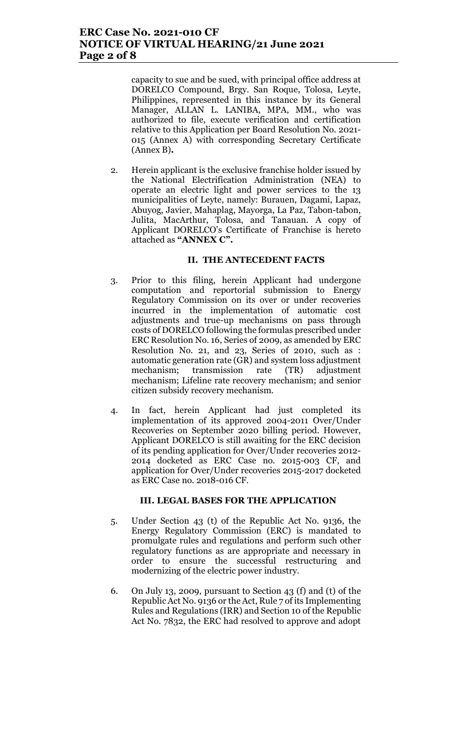capacity to sue and be sued, with principal office address at DORELCO Compound, Brgy. San Roque, Tolosa, Leyte, Philippines, represented in this instance by its General Manager, ALLAN L. LANIBA, MPA, MM., who was authorized to file, execute verification and certification relative to this Application per Board Resolution No. 2021-015 (Annex A) with corresponding Secretary Certificate (Annex B)**.**

2. Herein applicant is the exclusive franchise holder issued by the National Electrification Administration (NEA) to operate an electric light and power services to the 13 municipalities of Leyte, namely: Burauen, Dagami, Lapaz, Abuyog, Javier, Mahaplag, Mayorga, La Paz, Tabon-tabon, Julita, MacArthur, Tolosa, and Tanauan. A copy of Applicant DORELCO's Certificate of Franchise is hereto attached as **"ANNEX C".**

## II. THE ANTECEDENT FACTS

3. Prior to this filing, herein Applicant had undergone computation and reportorial submission to Energy Regulatory Commission on its over or under recoveries incurred in the implementation of automatic cost adjustments and true-up mechanisms on pass through costs of DORELCO following the formulas prescribed under ERC Resolution No. 16, Series of 2009, as amended by ERC Resolution No. 21, and 23, Series of 2010, such as : automatic generation rate (GR) and system loss adjustment mechanism; transmission rate (TR) adjustment mechanism; Lifeline rate recovery mechanism; and senior citizen subsidy recovery mechanism.

4. In fact, herein Applicant had just completed its implementation of its approved 2004-2011 Over/Under Recoveries on September 2020 billing period. However, Applicant DORELCO is still awaiting for the ERC decision of its pending application for Over/Under recoveries 2012-2014 docketed as ERC Case no. 2015-003 CF, and application for Over/Under recoveries 2015-2017 docketed as ERC Case no. 2018-016 CF.

## III. LEGAL BASES FOR THE APPLICATION

5. Under Section 43 (t) of the Republic Act No. 9136, the Energy Regulatory Commission (ERC) is mandated to promulgate rules and regulations and perform such other regulatory functions as are appropriate and necessary in order to ensure the successful restructuring and modernizing of the electric power industry.

6. On July 13, 2009, pursuant to Section 43 (f) and (t) of the Republic Act No. 9136 or the Act, Rule 7 of its Implementing Rules and Regulations (IRR) and Section 10 of the Republic Act No. 7832, the ERC had resolved to approve and adopt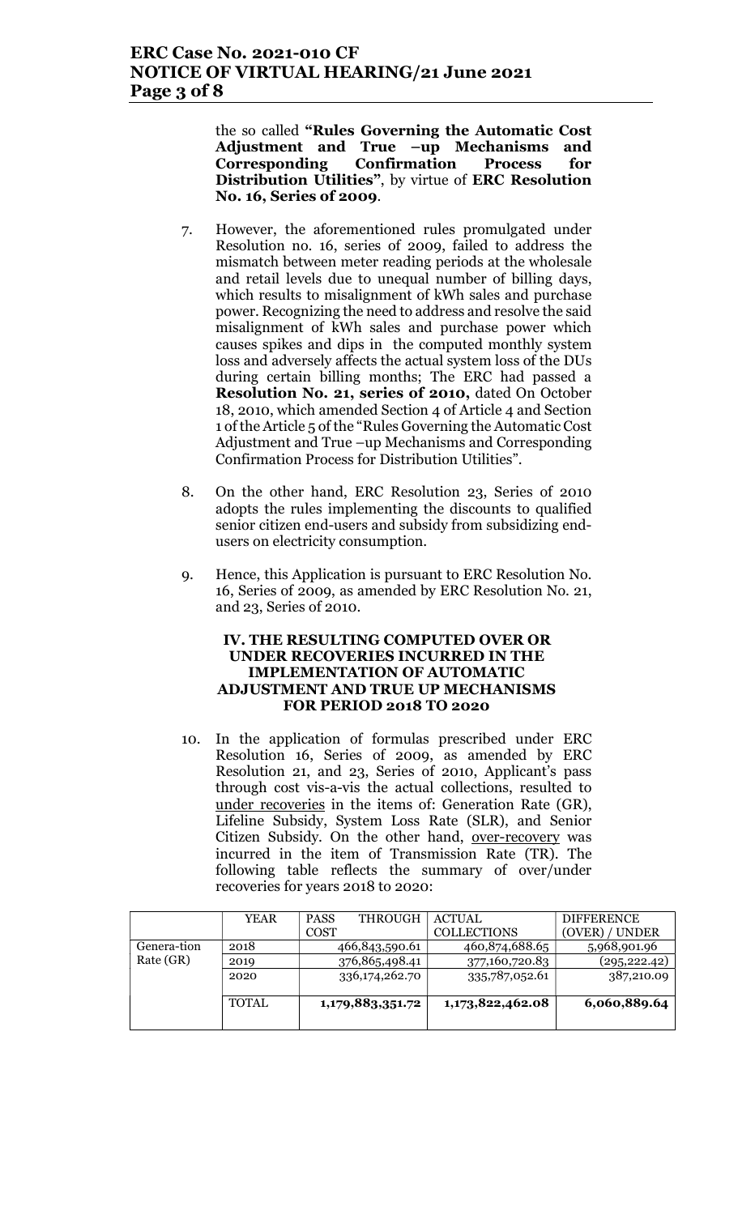the so called **"Rules Governing the Automatic Cost Adjustment and True –up Mechanisms and Corresponding Confirmation Process for Distribution Utilities"**, by virtue of **ERC Resolution No. 16, Series of 2009**.

7. However, the aforementioned rules promulgated under Resolution no. 16, series of 2009, failed to address the mismatch between meter reading periods at the wholesale and retail levels due to unequal number of billing days, which results to misalignment of kWh sales and purchase power. Recognizing the need to address and resolve the said misalignment of kWh sales and purchase power which causes spikes and dips in the computed monthly system loss and adversely affects the actual system loss of the DUs during certain billing months; The ERC had passed a **Resolution No. 21, series of 2010,** dated On October 18, 2010, which amended Section 4 of Article 4 and Section 1 of the Article 5 of the "Rules Governing the Automatic Cost Adjustment and True –up Mechanisms and Corresponding Confirmation Process for Distribution Utilities".

8. On the other hand, ERC Resolution 23, Series of 2010 adopts the rules implementing the discounts to qualified senior citizen end-users and subsidy from subsidizing end-users on electricity consumption.

9. Hence, this Application is pursuant to ERC Resolution No. 16, Series of 2009, as amended by ERC Resolution No. 21, and 23, Series of 2010.

### IV. THE RESULTING COMPUTED OVER OR UNDER RECOVERIES INCURRED IN THE IMPLEMENTATION OF AUTOMATIC ADJUSTMENT AND TRUE UP MECHANISMS FOR PERIOD 2018 TO 2020

10. In the application of formulas prescribed under ERC Resolution 16, Series of 2009, as amended by ERC Resolution 21, and 23, Series of 2010, Applicant's pass through cost vis-a-vis the actual collections, resulted to under recoveries in the items of: Generation Rate (GR), Lifeline Subsidy, System Loss Rate (SLR), and Senior Citizen Subsidy. On the other hand, over-recovery was incurred in the item of Transmission Rate (TR). The following table reflects the summary of over/under recoveries for years 2018 to 2020:

| | YEAR | PASS THROUGH COST | ACTUAL COLLECTIONS | DIFFERENCE (OVER) / UNDER |
|---|---|---|---|---|
| Genera-tion Rate (GR) | 2018 | 466,843,590.61 | 460,874,688.65 | 5,968,901.96 |
| | 2019 | 376,865,498.41 | 377,160,720.83 | (295,222.42) |
| | 2020 | 336,174,262.70 | 335,787,052.61 | 387,210.09 |
| | TOTAL | **1,179,883,351.72** | **1,173,822,462.08** | **6,060,889.64** |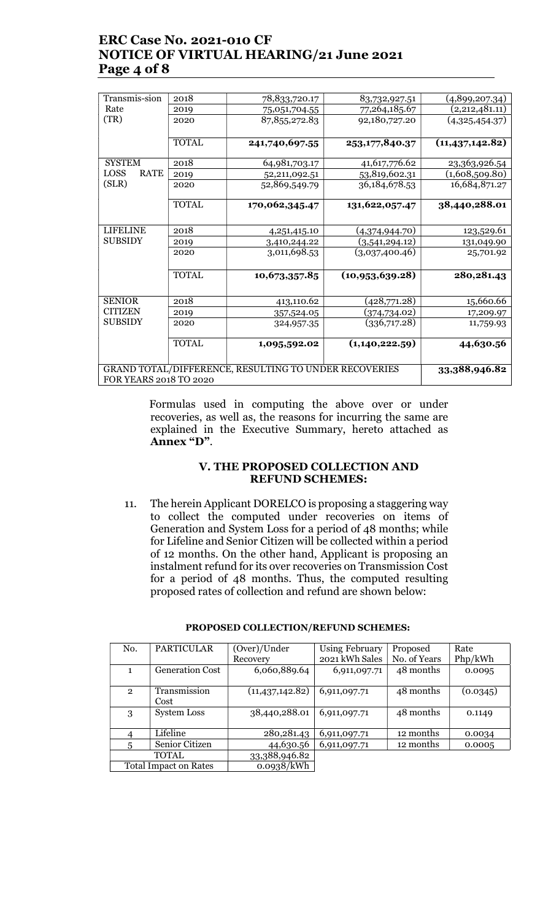| Transmis-sion Rate (TR) | 2018 | 78,833,720.17 | 83,732,927.51 | (4,899,207.34) |
|---|---|---|---|---|
| | 2019 | 75,051,704.55 | 77,264,185.67 | (2,212,481.11) |
| | 2020 | 87,855,272.83 | 92,180,727.20 | (4,325,454.37) |
| | **TOTAL** | **241,740,697.55** | **253,177,840.37** | **(11,437,142.82)** |
| SYSTEM LOSS RATE (SLR) | 2018 | 64,981,703.17 | 41,617,776.62 | 23,363,926.54 |
| | 2019 | 52,211,092.51 | 53,819,602.31 | (1,608,509.80) |
| | 2020 | 52,869,549.79 | 36,184,678.53 | 16,684,871.27 |
| | **TOTAL** | **170,062,345.47** | **131,622,057.47** | **38,440,288.01** |
| LIFELINE SUBSIDY | 2018 | 4,251,415.10 | (4,374,944.70) | 123,529.61 |
| | 2019 | 3,410,244.22 | (3,541,294.12) | 131,049.90 |
| | 2020 | 3,011,698.53 | (3,037,400.46) | 25,701.92 |
| | **TOTAL** | **10,673,357.85** | **(10,953,639.28)** | **280,281.43** |
| SENIOR CITIZEN SUBSIDY | 2018 | 413,110.62 | (428,771.28) | 15,660.66 |
| | 2019 | 357,524.05 | (374,734.02) | 17,209.97 |
| | 2020 | 324,957.35 | (336,717.28) | 11,759.93 |
| | **TOTAL** | **1,095,592.02** | **(1,140,222.59)** | **44,630.56** |
| GRAND TOTAL/DIFFERENCE, RESULTING TO UNDER RECOVERIES FOR YEARS 2018 TO 2020 | | | | **33,388,946.82** |

Formulas used in computing the above over or under recoveries, as well as, the reasons for incurring the same are explained in the Executive Summary, hereto attached as **Annex "D"**.

## V. THE PROPOSED COLLECTION AND REFUND SCHEMES:

11. The herein Applicant DORELCO is proposing a staggering way to collect the computed under recoveries on items of Generation and System Loss for a period of 48 months; while for Lifeline and Senior Citizen will be collected within a period of 12 months. On the other hand, Applicant is proposing an instalment refund for its over recoveries on Transmission Cost for a period of 48 months. Thus, the computed resulting proposed rates of collection and refund are shown below:

**PROPOSED COLLECTION/REFUND SCHEMES:**

| No. | PARTICULAR | (Over)/Under Recovery | Using February 2021 kWh Sales | Proposed No. of Years | Rate Php/kWh |
|---|---|---|---|---|---|
| 1 | Generation Cost | 6,060,889.64 | 6,911,097.71 | 48 months | 0.0095 |
| 2 | Transmission Cost | (11,437,142.82) | 6,911,097.71 | 48 months | (0.0345) |
| 3 | System Loss | 38,440,288.01 | 6,911,097.71 | 48 months | 0.1149 |
| 4 | Lifeline | 280,281.43 | 6,911,097.71 | 12 months | 0.0034 |
| 5 | Senior Citizen | 44,630.56 | 6,911,097.71 | 12 months | 0.0005 |
| TOTAL | | 33,388,946.82 | | | |
| Total Impact on Rates | | 0.0938/kWh | | | |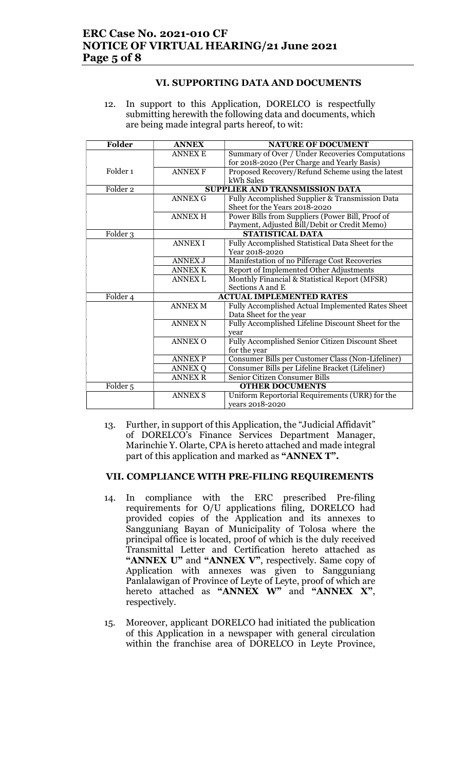### VI. SUPPORTING DATA AND DOCUMENTS

12. In support to this Application, DORELCO is respectfully submitting herewith the following data and documents, which are being made integral parts hereof, to wit:

| Folder | ANNEX | NATURE OF DOCUMENT |
|---|---|---|
| Folder 1 | ANNEX E | Summary of Over / Under Recoveries Computations for 2018-2020 (Per Charge and Yearly Basis) |
| | ANNEX F | Proposed Recovery/Refund Scheme using the latest kWh Sales |
| Folder 2 | SUPPLIER AND TRANSMISSION DATA | |
| | ANNEX G | Fully Accomplished Supplier & Transmission Data Sheet for the Years 2018-2020 |
| | ANNEX H | Power Bills from Suppliers (Power Bill, Proof of Payment, Adjusted Bill/Debit or Credit Memo) |
| Folder 3 | STATISTICAL DATA | |
| | ANNEX I | Fully Accomplished Statistical Data Sheet for the Year 2018-2020 |
| | ANNEX J | Manifestation of no Pilferage Cost Recoveries |
| | ANNEX K | Report of Implemented Other Adjustments |
| | ANNEX L | Monthly Financial & Statistical Report (MFSR) Sections A and E |
| Folder 4 | ACTUAL IMPLEMENTED RATES | |
| | ANNEX M | Fully Accomplished Actual Implemented Rates Sheet Data Sheet for the year |
| | ANNEX N | Fully Accomplished Lifeline Discount Sheet for the year |
| | ANNEX O | Fully Accomplished Senior Citizen Discount Sheet for the year |
| | ANNEX P | Consumer Bills per Customer Class (Non-Lifeliner) |
| | ANNEX Q | Consumer Bills per Lifeline Bracket (Lifeliner) |
| | ANNEX R | Senior Citizen Consumer Bills |
| Folder 5 | OTHER DOCUMENTS | |
| | ANNEX S | Uniform Reportorial Requirements (URR) for the years 2018-2020 |

13. Further, in support of this Application, the "Judicial Affidavit" of DORELCO's Finance Services Department Manager, Marinchie Y. Olarte, CPA is hereto attached and made integral part of this application and marked as **"ANNEX T".**

### VII. COMPLIANCE WITH PRE-FILING REQUIREMENTS

14. In compliance with the ERC prescribed Pre-filing requirements for O/U applications filing, DORELCO had provided copies of the Application and its annexes to Sangguniang Bayan of Municipality of Tolosa where the principal office is located, proof of which is the duly received Transmittal Letter and Certification hereto attached as **"ANNEX U"** and **"ANNEX V"**, respectively. Same copy of Application with annexes was given to Sangguniang Panlalawigan of Province of Leyte of Leyte, proof of which are hereto attached as **"ANNEX W"** and **"ANNEX X"**, respectively.

15. Moreover, applicant DORELCO had initiated the publication of this Application in a newspaper with general circulation within the franchise area of DORELCO in Leyte Province,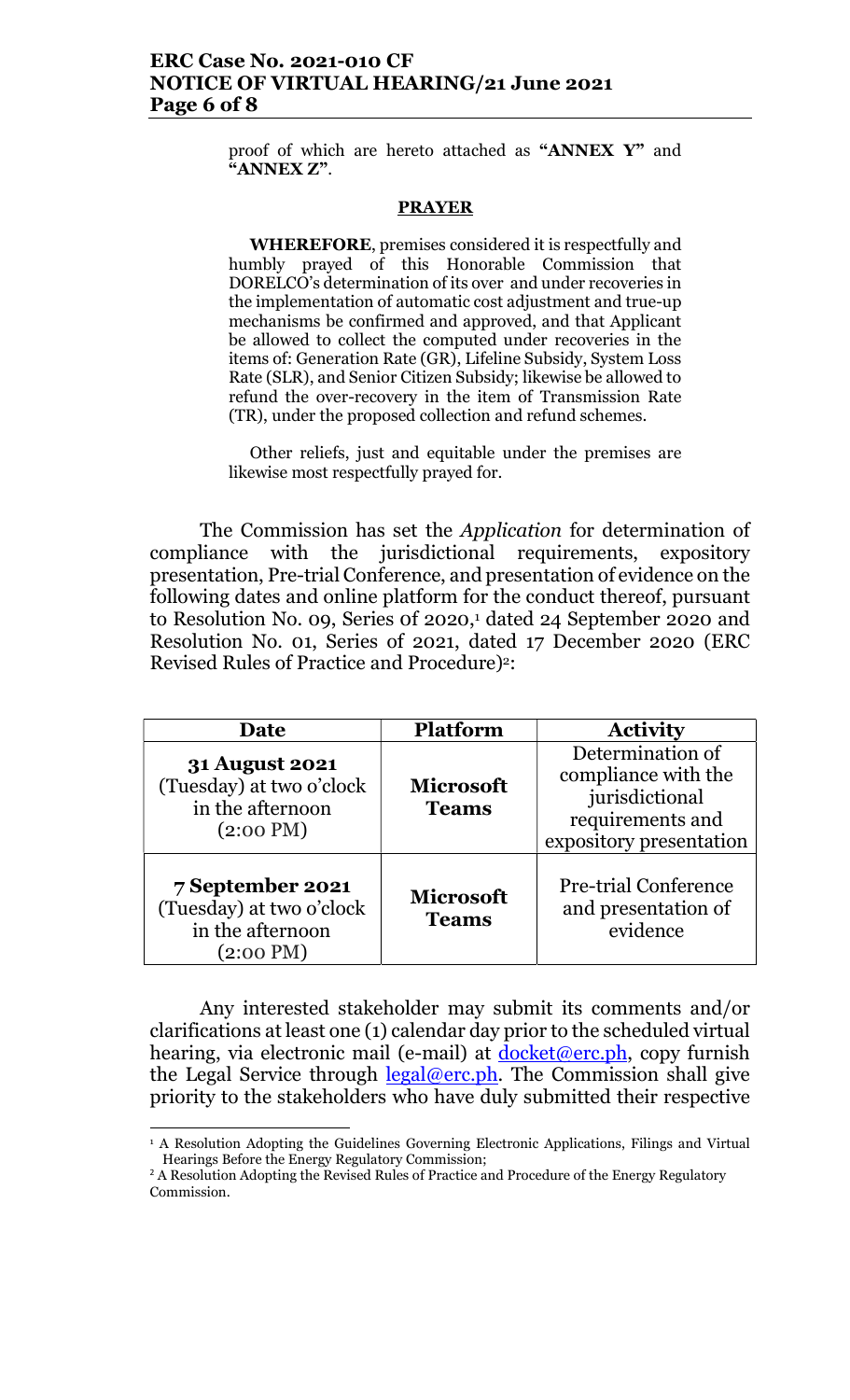proof of which are hereto attached as **"ANNEX Y"** and **"ANNEX Z"**.

**PRAYER**

**WHEREFORE**, premises considered it is respectfully and humbly prayed of this Honorable Commission that DORELCO's determination of its over and under recoveries in the implementation of automatic cost adjustment and true-up mechanisms be confirmed and approved, and that Applicant be allowed to collect the computed under recoveries in the items of: Generation Rate (GR), Lifeline Subsidy, System Loss Rate (SLR), and Senior Citizen Subsidy; likewise be allowed to refund the over-recovery in the item of Transmission Rate (TR), under the proposed collection and refund schemes.

Other reliefs, just and equitable under the premises are likewise most respectfully prayed for.

The Commission has set the *Application* for determination of compliance with the jurisdictional requirements, expository presentation, Pre-trial Conference, and presentation of evidence on the following dates and online platform for the conduct thereof, pursuant to Resolution No. 09, Series of 2020,[1] dated 24 September 2020 and Resolution No. 01, Series of 2021, dated 17 December 2020 (ERC Revised Rules of Practice and Procedure)[2]:

| Date | Platform | Activity |
|---|---|---|
| **31 August 2021** (Tuesday) at two o'clock in the afternoon (2:00 PM) | **Microsoft Teams** | Determination of compliance with the jurisdictional requirements and expository presentation |
| **7 September 2021** (Tuesday) at two o'clock in the afternoon (2:00 PM) | **Microsoft Teams** | Pre-trial Conference and presentation of evidence |

Any interested stakeholder may submit its comments and/or clarifications at least one (1) calendar day prior to the scheduled virtual hearing, via electronic mail (e-mail) at docket@erc.ph, copy furnish the Legal Service through legal@erc.ph. The Commission shall give priority to the stakeholders who have duly submitted their respective

[1] A Resolution Adopting the Guidelines Governing Electronic Applications, Filings and Virtual Hearings Before the Energy Regulatory Commission;

[2] A Resolution Adopting the Revised Rules of Practice and Procedure of the Energy Regulatory Commission.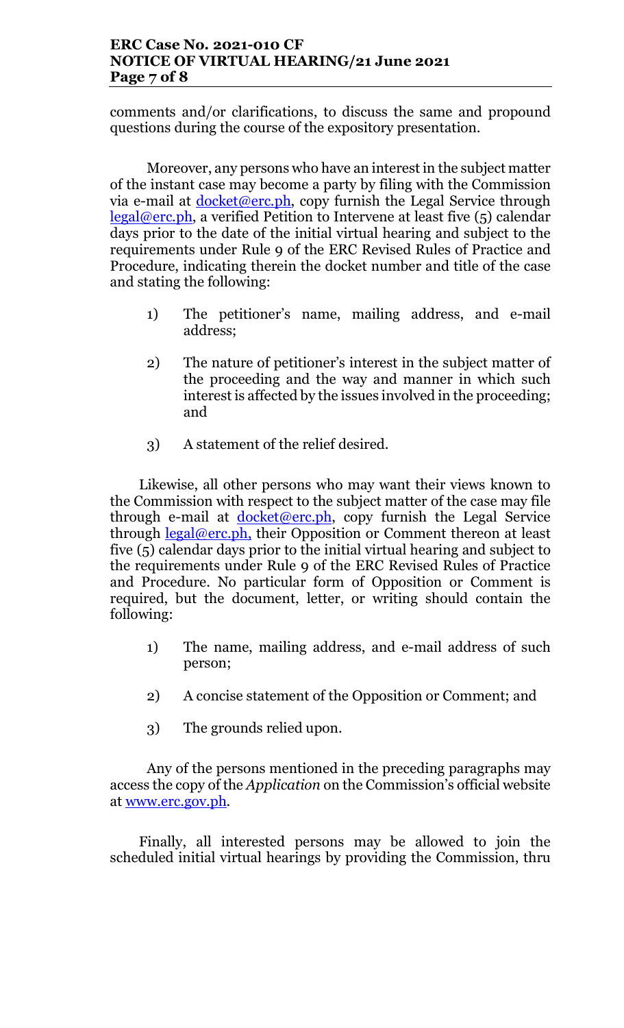comments and/or clarifications, to discuss the same and propound questions during the course of the expository presentation.

Moreover, any persons who have an interest in the subject matter of the instant case may become a party by filing with the Commission via e-mail at docket@erc.ph, copy furnish the Legal Service through legal@erc.ph, a verified Petition to Intervene at least five (5) calendar days prior to the date of the initial virtual hearing and subject to the requirements under Rule 9 of the ERC Revised Rules of Practice and Procedure, indicating therein the docket number and title of the case and stating the following:

1) The petitioner's name, mailing address, and e-mail address;

2) The nature of petitioner's interest in the subject matter of the proceeding and the way and manner in which such interest is affected by the issues involved in the proceeding; and

3) A statement of the relief desired.

Likewise, all other persons who may want their views known to the Commission with respect to the subject matter of the case may file through e-mail at docket@erc.ph, copy furnish the Legal Service through legal@erc.ph, their Opposition or Comment thereon at least five (5) calendar days prior to the initial virtual hearing and subject to the requirements under Rule 9 of the ERC Revised Rules of Practice and Procedure. No particular form of Opposition or Comment is required, but the document, letter, or writing should contain the following:

1) The name, mailing address, and e-mail address of such person;

2) A concise statement of the Opposition or Comment; and

3) The grounds relied upon.

Any of the persons mentioned in the preceding paragraphs may access the copy of the *Application* on the Commission's official website at www.erc.gov.ph.

Finally, all interested persons may be allowed to join the scheduled initial virtual hearings by providing the Commission, thru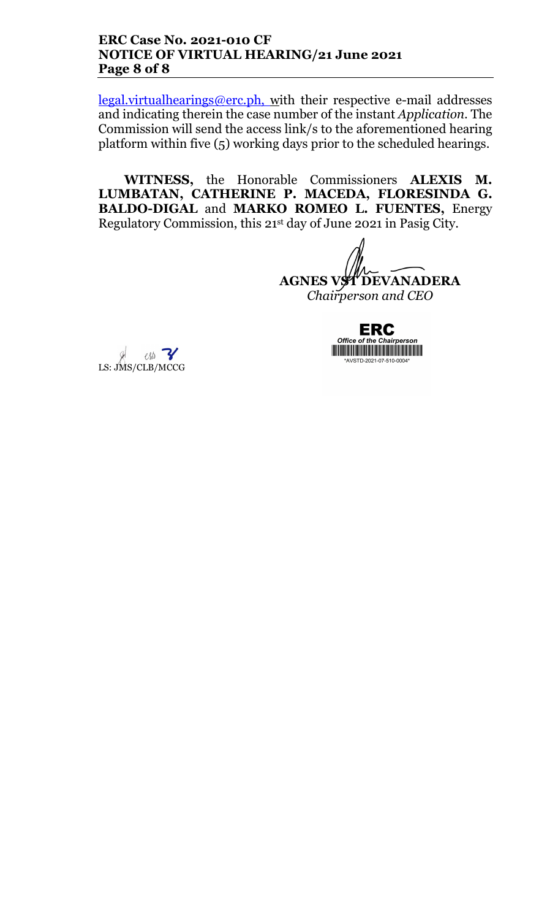legal.virtualhearings@erc.ph, with their respective e-mail addresses and indicating therein the case number of the instant *Application*. The Commission will send the access link/s to the aforementioned hearing platform within five (5) working days prior to the scheduled hearings.

**WITNESS,** the Honorable Commissioners **ALEXIS M. LUMBATAN, CATHERINE P. MACEDA, FLORESINDA G. BALDO-DIGAL** and **MARKO ROMEO L. FUENTES,** Energy Regulatory Commission, this 21st day of June 2021 in Pasig City.

**AGNES VST DEVANADERA**
*Chairperson and CEO*

ERC
*Office of the Chairperson*
*AVSTD-2021-07-510-0004*

LS: JMS/CLB/MCCG